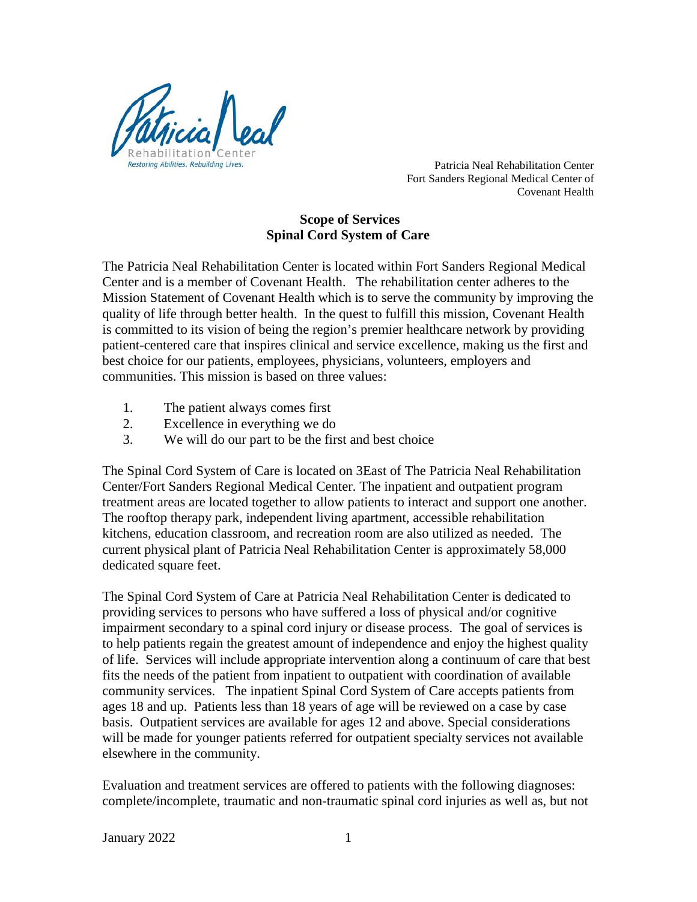Patricia Neal Rehabilitation Center
Fort Sanders Regional Medical Center of
Covenant Health

## Scope of Services
## Spinal Cord System of Care

The Patricia Neal Rehabilitation Center is located within Fort Sanders Regional Medical Center and is a member of Covenant Health. The rehabilitation center adheres to the Mission Statement of Covenant Health which is to serve the community by improving the quality of life through better health. In the quest to fulfill this mission, Covenant Health is committed to its vision of being the region's premier healthcare network by providing patient-centered care that inspires clinical and service excellence, making us the first and best choice for our patients, employees, physicians, volunteers, employers and communities. This mission is based on three values:

1. The patient always comes first
2. Excellence in everything we do
3. We will do our part to be the first and best choice

The Spinal Cord System of Care is located on 3East of The Patricia Neal Rehabilitation Center/Fort Sanders Regional Medical Center. The inpatient and outpatient program treatment areas are located together to allow patients to interact and support one another. The rooftop therapy park, independent living apartment, accessible rehabilitation kitchens, education classroom, and recreation room are also utilized as needed. The current physical plant of Patricia Neal Rehabilitation Center is approximately 58,000 dedicated square feet.

The Spinal Cord System of Care at Patricia Neal Rehabilitation Center is dedicated to providing services to persons who have suffered a loss of physical and/or cognitive impairment secondary to a spinal cord injury or disease process. The goal of services is to help patients regain the greatest amount of independence and enjoy the highest quality of life. Services will include appropriate intervention along a continuum of care that best fits the needs of the patient from inpatient to outpatient with coordination of available community services. The inpatient Spinal Cord System of Care accepts patients from ages 18 and up. Patients less than 18 years of age will be reviewed on a case by case basis. Outpatient services are available for ages 12 and above. Special considerations will be made for younger patients referred for outpatient specialty services not available elsewhere in the community.

Evaluation and treatment services are offered to patients with the following diagnoses: complete/incomplete, traumatic and non-traumatic spinal cord injuries as well as, but not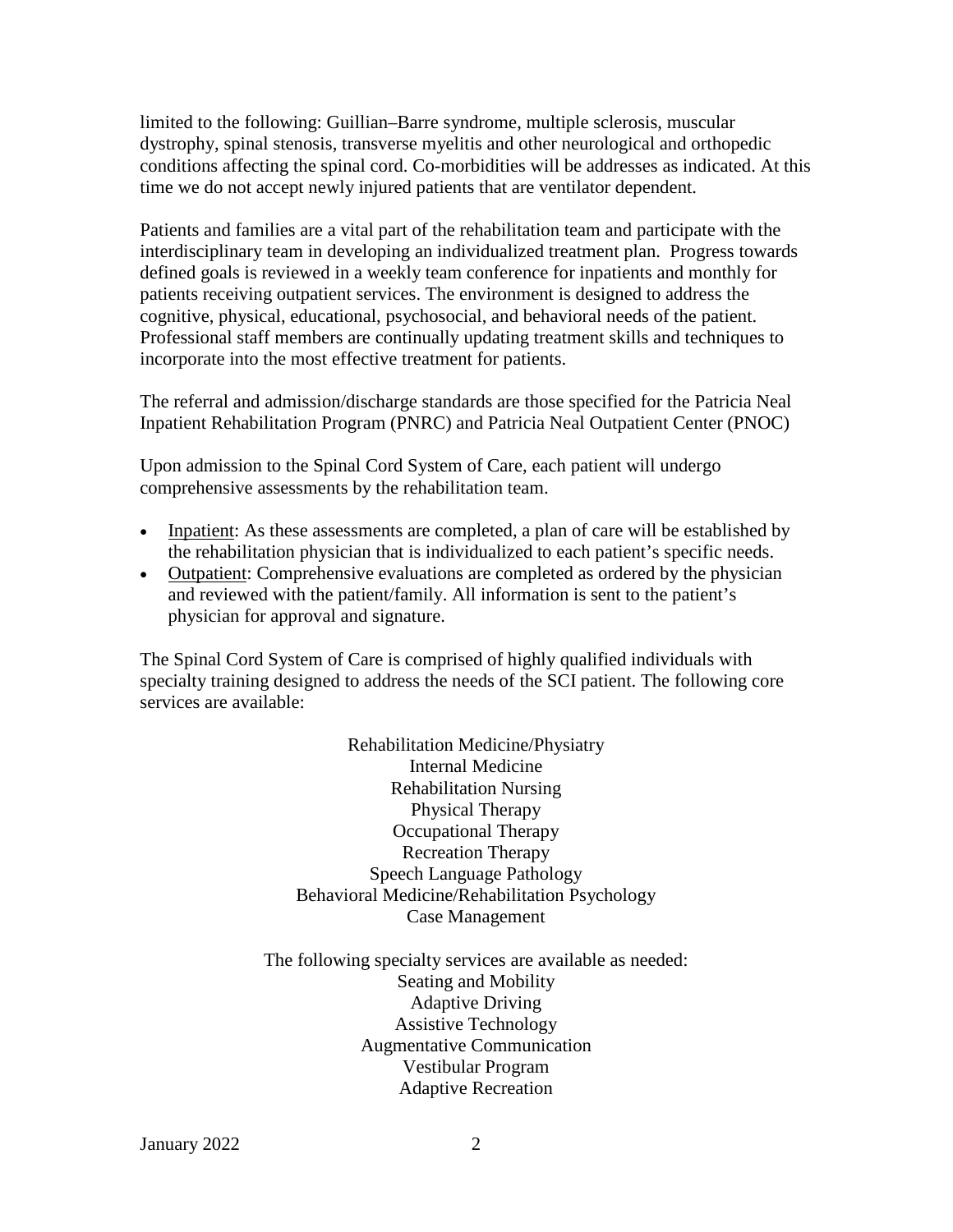limited to the following: Guillian–Barre syndrome, multiple sclerosis, muscular dystrophy, spinal stenosis, transverse myelitis and other neurological and orthopedic conditions affecting the spinal cord. Co-morbidities will be addresses as indicated. At this time we do not accept newly injured patients that are ventilator dependent.

Patients and families are a vital part of the rehabilitation team and participate with the interdisciplinary team in developing an individualized treatment plan. Progress towards defined goals is reviewed in a weekly team conference for inpatients and monthly for patients receiving outpatient services. The environment is designed to address the cognitive, physical, educational, psychosocial, and behavioral needs of the patient. Professional staff members are continually updating treatment skills and techniques to incorporate into the most effective treatment for patients.

The referral and admission/discharge standards are those specified for the Patricia Neal Inpatient Rehabilitation Program (PNRC) and Patricia Neal Outpatient Center (PNOC)

Upon admission to the Spinal Cord System of Care, each patient will undergo comprehensive assessments by the rehabilitation team.

- Inpatient: As these assessments are completed, a plan of care will be established by the rehabilitation physician that is individualized to each patient's specific needs.
- Outpatient: Comprehensive evaluations are completed as ordered by the physician and reviewed with the patient/family. All information is sent to the patient's physician for approval and signature.

The Spinal Cord System of Care is comprised of highly qualified individuals with specialty training designed to address the needs of the SCI patient. The following core services are available:

Rehabilitation Medicine/Physiatry
Internal Medicine
Rehabilitation Nursing
Physical Therapy
Occupational Therapy
Recreation Therapy
Speech Language Pathology
Behavioral Medicine/Rehabilitation Psychology
Case Management

The following specialty services are available as needed:
Seating and Mobility
Adaptive Driving
Assistive Technology
Augmentative Communication
Vestibular Program
Adaptive Recreation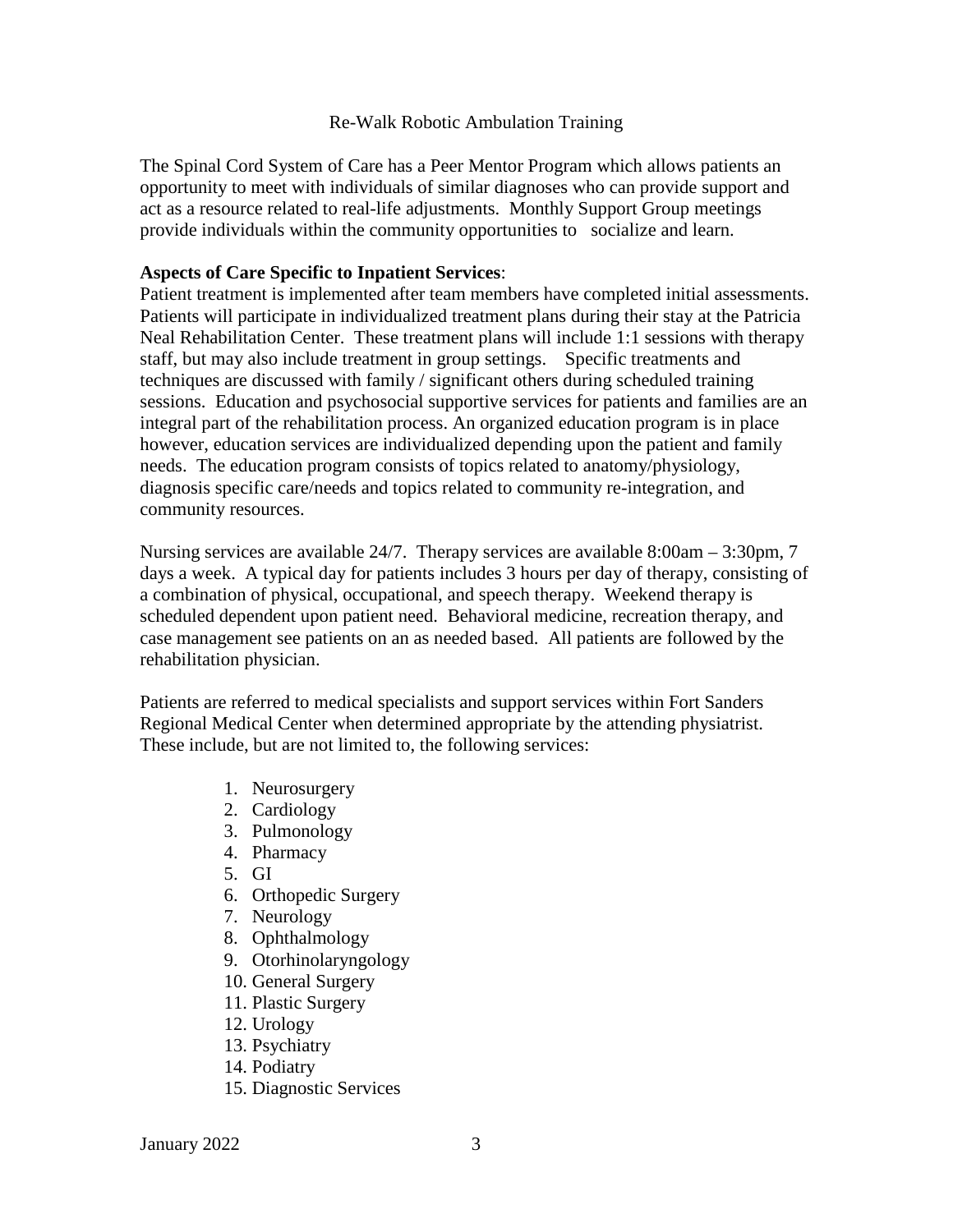Re-Walk Robotic Ambulation Training

The Spinal Cord System of Care has a Peer Mentor Program which allows patients an opportunity to meet with individuals of similar diagnoses who can provide support and act as a resource related to real-life adjustments. Monthly Support Group meetings provide individuals within the community opportunities to socialize and learn.

**Aspects of Care Specific to Inpatient Services**:
Patient treatment is implemented after team members have completed initial assessments. Patients will participate in individualized treatment plans during their stay at the Patricia Neal Rehabilitation Center. These treatment plans will include 1:1 sessions with therapy staff, but may also include treatment in group settings. Specific treatments and techniques are discussed with family / significant others during scheduled training sessions. Education and psychosocial supportive services for patients and families are an integral part of the rehabilitation process. An organized education program is in place however, education services are individualized depending upon the patient and family needs. The education program consists of topics related to anatomy/physiology, diagnosis specific care/needs and topics related to community re-integration, and community resources.

Nursing services are available 24/7. Therapy services are available 8:00am – 3:30pm, 7 days a week. A typical day for patients includes 3 hours per day of therapy, consisting of a combination of physical, occupational, and speech therapy. Weekend therapy is scheduled dependent upon patient need. Behavioral medicine, recreation therapy, and case management see patients on an as needed based. All patients are followed by the rehabilitation physician.

Patients are referred to medical specialists and support services within Fort Sanders Regional Medical Center when determined appropriate by the attending physiatrist. These include, but are not limited to, the following services:

1. Neurosurgery
2. Cardiology
3. Pulmonology
4. Pharmacy
5. GI
6. Orthopedic Surgery
7. Neurology
8. Ophthalmology
9. Otorhinolaryngology
10. General Surgery
11. Plastic Surgery
12. Urology
13. Psychiatry
14. Podiatry
15. Diagnostic Services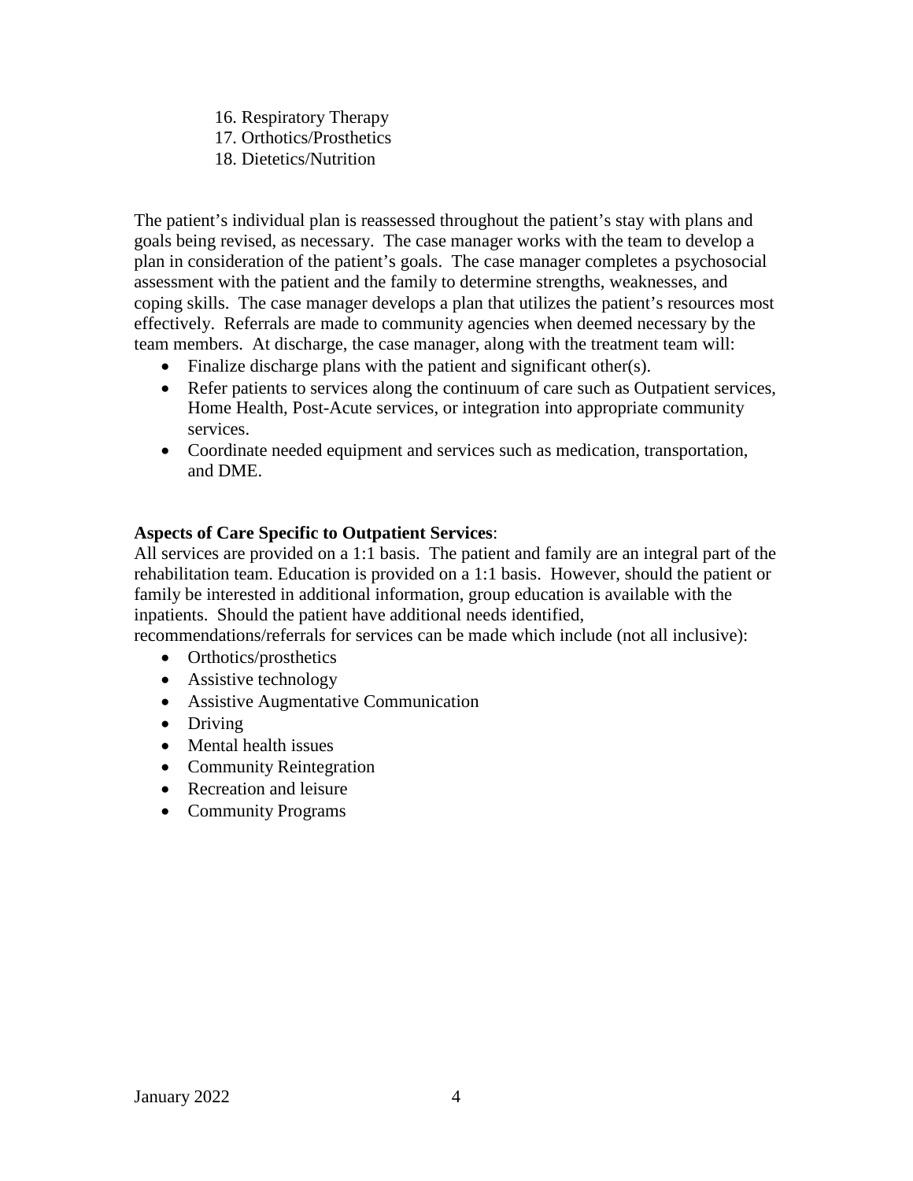16. Respiratory Therapy
17. Orthotics/Prosthetics
18. Dietetics/Nutrition

The patient's individual plan is reassessed throughout the patient's stay with plans and goals being revised, as necessary. The case manager works with the team to develop a plan in consideration of the patient's goals. The case manager completes a psychosocial assessment with the patient and the family to determine strengths, weaknesses, and coping skills. The case manager develops a plan that utilizes the patient's resources most effectively. Referrals are made to community agencies when deemed necessary by the team members. At discharge, the case manager, along with the treatment team will:

- Finalize discharge plans with the patient and significant other(s).
- Refer patients to services along the continuum of care such as Outpatient services, Home Health, Post-Acute services, or integration into appropriate community services.
- Coordinate needed equipment and services such as medication, transportation, and DME.

**Aspects of Care Specific to Outpatient Services**:
All services are provided on a 1:1 basis. The patient and family are an integral part of the rehabilitation team. Education is provided on a 1:1 basis. However, should the patient or family be interested in additional information, group education is available with the inpatients. Should the patient have additional needs identified, recommendations/referrals for services can be made which include (not all inclusive):

- Orthotics/prosthetics
- Assistive technology
- Assistive Augmentative Communication
- Driving
- Mental health issues
- Community Reintegration
- Recreation and leisure
- Community Programs

January 2022